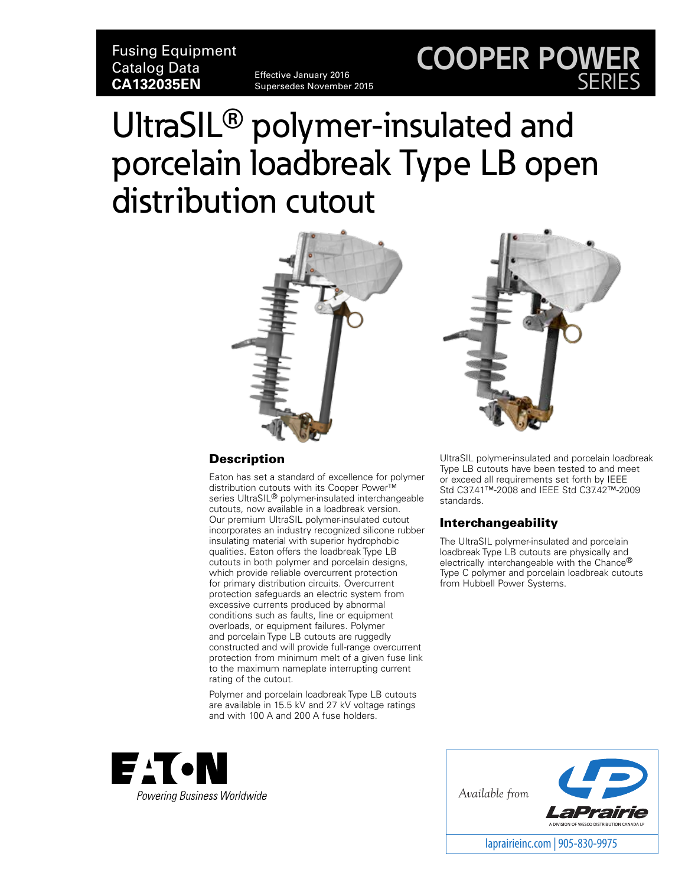Fusing Equipment
Catalog Data
**CA132035EN**

Effective January 2016
Supersedes November 2015

COOPER POWER SERIES

# UltraSIL® polymer-insulated and porcelain loadbreak Type LB open distribution cutout

## Description

Eaton has set a standard of excellence for polymer distribution cutouts with its Cooper Power™ series UltraSIL® polymer-insulated interchangeable cutouts, now available in a loadbreak version. Our premium UltraSIL polymer-insulated cutout incorporates an industry recognized silicone rubber insulating material with superior hydrophobic qualities. Eaton offers the loadbreak Type LB cutouts in both polymer and porcelain designs, which provide reliable overcurrent protection for primary distribution circuits. Overcurrent protection safeguards an electric system from excessive currents produced by abnormal conditions such as faults, line or equipment overloads, or equipment failures. Polymer and porcelain Type LB cutouts are ruggedly constructed and will provide full-range overcurrent protection from minimum melt of a given fuse link to the maximum nameplate interrupting current rating of the cutout.

Polymer and porcelain loadbreak Type LB cutouts are available in 15.5 kV and 27 kV voltage ratings and with 100 A and 200 A fuse holders.

UltraSIL polymer-insulated and porcelain loadbreak Type LB cutouts have been tested to and meet or exceed all requirements set forth by IEEE Std C37.41™-2008 and IEEE Std C37.42™-2009 standards.

## Interchangeability

The UltraSIL polymer-insulated and porcelain loadbreak Type LB cutouts are physically and electrically interchangeable with the Chance® Type C polymer and porcelain loadbreak cutouts from Hubbell Power Systems.

EATON
*Powering Business Worldwide*

*Available from* LaPrairie
A DIVISION OF WESCO DISTRIBUTION CANADA LP
laprairieinc.com | 905-830-9975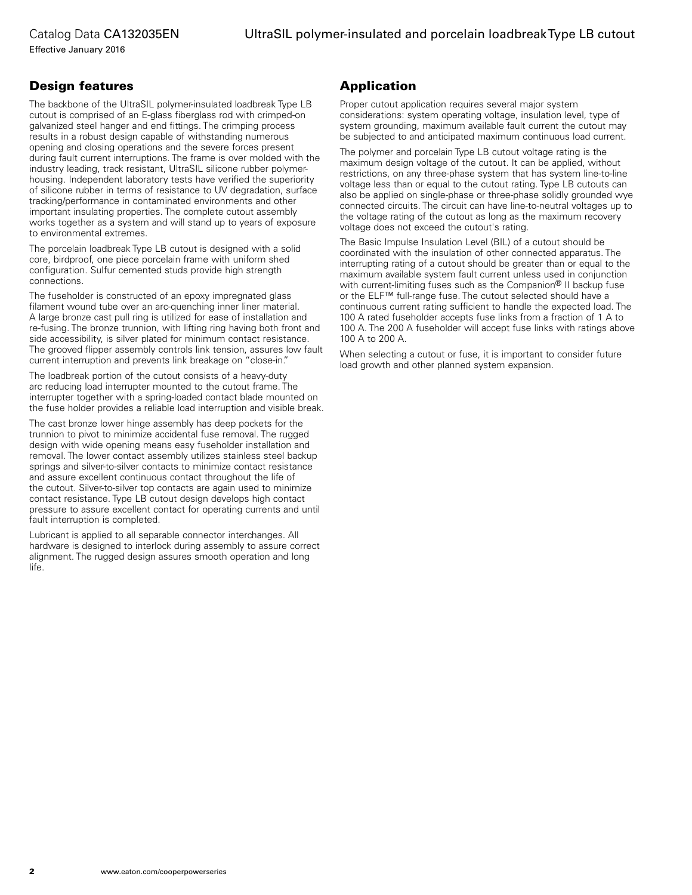## Design features

The backbone of the UltraSIL polymer-insulated loadbreak Type LB cutout is comprised of an E-glass fiberglass rod with crimped-on galvanized steel hanger and end fittings. The crimping process results in a robust design capable of withstanding numerous opening and closing operations and the severe forces present during fault current interruptions. The frame is over molded with the industry leading, track resistant, UltraSIL silicone rubber polymer-housing. Independent laboratory tests have verified the superiority of silicone rubber in terms of resistance to UV degradation, surface tracking/performance in contaminated environments and other important insulating properties. The complete cutout assembly works together as a system and will stand up to years of exposure to environmental extremes.

The porcelain loadbreak Type LB cutout is designed with a solid core, birdproof, one piece porcelain frame with uniform shed configuration. Sulfur cemented studs provide high strength connections.

The fuseholder is constructed of an epoxy impregnated glass filament wound tube over an arc-quenching inner liner material. A large bronze cast pull ring is utilized for ease of installation and re-fusing. The bronze trunnion, with lifting ring having both front and side accessibility, is silver plated for minimum contact resistance. The grooved flipper assembly controls link tension, assures low fault current interruption and prevents link breakage on "close-in."

The loadbreak portion of the cutout consists of a heavy-duty arc reducing load interrupter mounted to the cutout frame. The interrupter together with a spring-loaded contact blade mounted on the fuse holder provides a reliable load interruption and visible break.

The cast bronze lower hinge assembly has deep pockets for the trunnion to pivot to minimize accidental fuse removal. The rugged design with wide opening means easy fuseholder installation and removal. The lower contact assembly utilizes stainless steel backup springs and silver-to-silver contacts to minimize contact resistance and assure excellent continuous contact throughout the life of the cutout. Silver-to-silver top contacts are again used to minimize contact resistance. Type LB cutout design develops high contact pressure to assure excellent contact for operating currents and until fault interruption is completed.

Lubricant is applied to all separable connector interchanges. All hardware is designed to interlock during assembly to assure correct alignment. The rugged design assures smooth operation and long life.

## Application

Proper cutout application requires several major system considerations: system operating voltage, insulation level, type of system grounding, maximum available fault current the cutout may be subjected to and anticipated maximum continuous load current.

The polymer and porcelain Type LB cutout voltage rating is the maximum design voltage of the cutout. It can be applied, without restrictions, on any three-phase system that has system line-to-line voltage less than or equal to the cutout rating. Type LB cutouts can also be applied on single-phase or three-phase solidly grounded wye connected circuits. The circuit can have line-to-neutral voltages up to the voltage rating of the cutout as long as the maximum recovery voltage does not exceed the cutout's rating.

The Basic Impulse Insulation Level (BIL) of a cutout should be coordinated with the insulation of other connected apparatus. The interrupting rating of a cutout should be greater than or equal to the maximum available system fault current unless used in conjunction with current-limiting fuses such as the Companion® II backup fuse or the ELF™ full-range fuse. The cutout selected should have a continuous current rating sufficient to handle the expected load. The 100 A rated fuseholder accepts fuse links from a fraction of 1 A to 100 A. The 200 A fuseholder will accept fuse links with ratings above 100 A to 200 A.

When selecting a cutout or fuse, it is important to consider future load growth and other planned system expansion.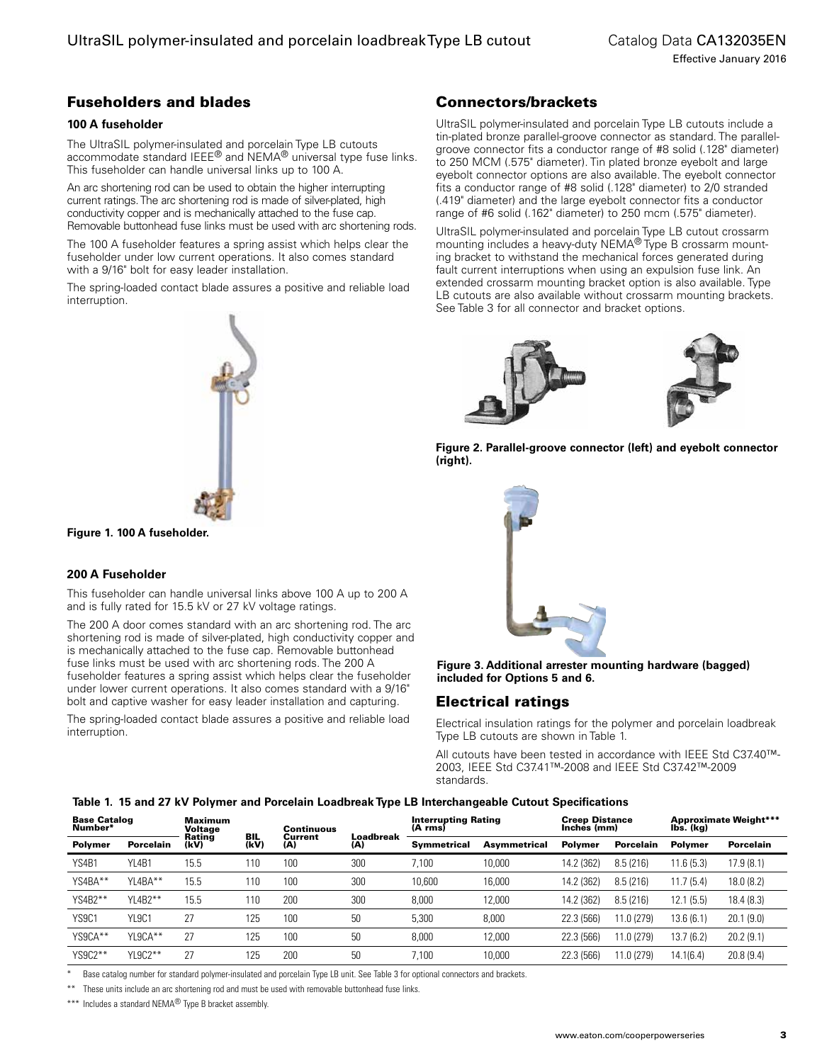## Fuseholders and blades

### 100 A fuseholder

The UltraSIL polymer-insulated and porcelain Type LB cutouts accommodate standard IEEE® and NEMA® universal type fuse links. This fuseholder can handle universal links up to 100 A.

An arc shortening rod can be used to obtain the higher interrupting current ratings. The arc shortening rod is made of silver-plated, high conductivity copper and is mechanically attached to the fuse cap. Removable buttonhead fuse links must be used with arc shortening rods.

The 100 A fuseholder features a spring assist which helps clear the fuseholder under low current operations. It also comes standard with a 9/16" bolt for easy leader installation.

The spring-loaded contact blade assures a positive and reliable load interruption.

**Figure 1. 100 A fuseholder.**

### 200 A Fuseholder

This fuseholder can handle universal links above 100 A up to 200 A and is fully rated for 15.5 kV or 27 kV voltage ratings.

The 200 A door comes standard with an arc shortening rod. The arc shortening rod is made of silver-plated, high conductivity copper and is mechanically attached to the fuse cap. Removable buttonhead fuse links must be used with arc shortening rods. The 200 A fuseholder features a spring assist which helps clear the fuseholder under lower current operations. It also comes standard with a 9/16" bolt and captive washer for easy leader installation and capturing.

The spring-loaded contact blade assures a positive and reliable load interruption.

## Connectors/brackets

UltraSIL polymer-insulated and porcelain Type LB cutouts include a tin-plated bronze parallel-groove connector as standard. The parallel-groove connector fits a conductor range of #8 solid (.128" diameter) to 250 MCM (.575" diameter). Tin plated bronze eyebolt and large eyebolt connector options are also available. The eyebolt connector fits a conductor range of #8 solid (.128" diameter) to 2/0 stranded (.419" diameter) and the large eyebolt connector fits a conductor range of #6 solid (.162" diameter) to 250 mcm (.575" diameter).

UltraSIL polymer-insulated and porcelain Type LB cutout crossarm mounting includes a heavy-duty NEMA® Type B crossarm mounting bracket to withstand the mechanical forces generated during fault current interruptions when using an expulsion fuse link. An extended crossarm mounting bracket option is also available. Type LB cutouts are also available without crossarm mounting brackets. See Table 3 for all connector and bracket options.

**Figure 2. Parallel-groove connector (left) and eyebolt connector (right).**

**Figure 3. Additional arrester mounting hardware (bagged) included for Options 5 and 6.**

## Electrical ratings

Electrical insulation ratings for the polymer and porcelain loadbreak Type LB cutouts are shown in Table 1.

All cutouts have been tested in accordance with IEEE Std C37.40™-2003, IEEE Std C37.41™-2008 and IEEE Std C37.42™-2009 standards.

**Table 1. 15 and 27 kV Polymer and Porcelain Loadbreak Type LB Interchangeable Cutout Specifications**

| Base Catalog Number* | | Maximum Voltage Rating (kV) | BIL (kV) | Continuous Current (A) | Loadbreak (A) | Interrupting Rating (A rms) | | Creep Distance Inches (mm) | | Approximate Weight*** lbs. (kg) | |
|---|---|---|---|---|---|---|---|---|---|---|---|
| Polymer | Porcelain | | | | | Symmetrical | Asymmetrical | Polymer | Porcelain | Polymer | Porcelain |
| YS4B1 | YL4B1 | 15.5 | 110 | 100 | 300 | 7,100 | 10,000 | 14.2 (362) | 8.5 (216) | 11.6 (5.3) | 17.9 (8.1) |
| YS4BA** | YL4BA** | 15.5 | 110 | 100 | 300 | 10,600 | 16,000 | 14.2 (362) | 8.5 (216) | 11.7 (5.4) | 18.0 (8.2) |
| YS4B2** | YL4B2** | 15.5 | 110 | 200 | 300 | 8,000 | 12,000 | 14.2 (362) | 8.5 (216) | 12.1 (5.5) | 18.4 (8.3) |
| YS9C1 | YL9C1 | 27 | 125 | 100 | 50 | 5,300 | 8,000 | 22.3 (566) | 11.0 (279) | 13.6 (6.1) | 20.1 (9.0) |
| YS9CA** | YL9CA** | 27 | 125 | 100 | 50 | 8,000 | 12,000 | 22.3 (566) | 11.0 (279) | 13.7 (6.2) | 20.2 (9.1) |
| YS9C2** | YL9C2** | 27 | 125 | 200 | 50 | 7,100 | 10,000 | 22.3 (566) | 11.0 (279) | 14.1(6.4) | 20.8 (9.4) |

\* Base catalog number for standard polymer-insulated and porcelain Type LB unit. See Table 3 for optional connectors and brackets.

** These units include an arc shortening rod and must be used with removable buttonhead fuse links.

*** Includes a standard NEMA® Type B bracket assembly.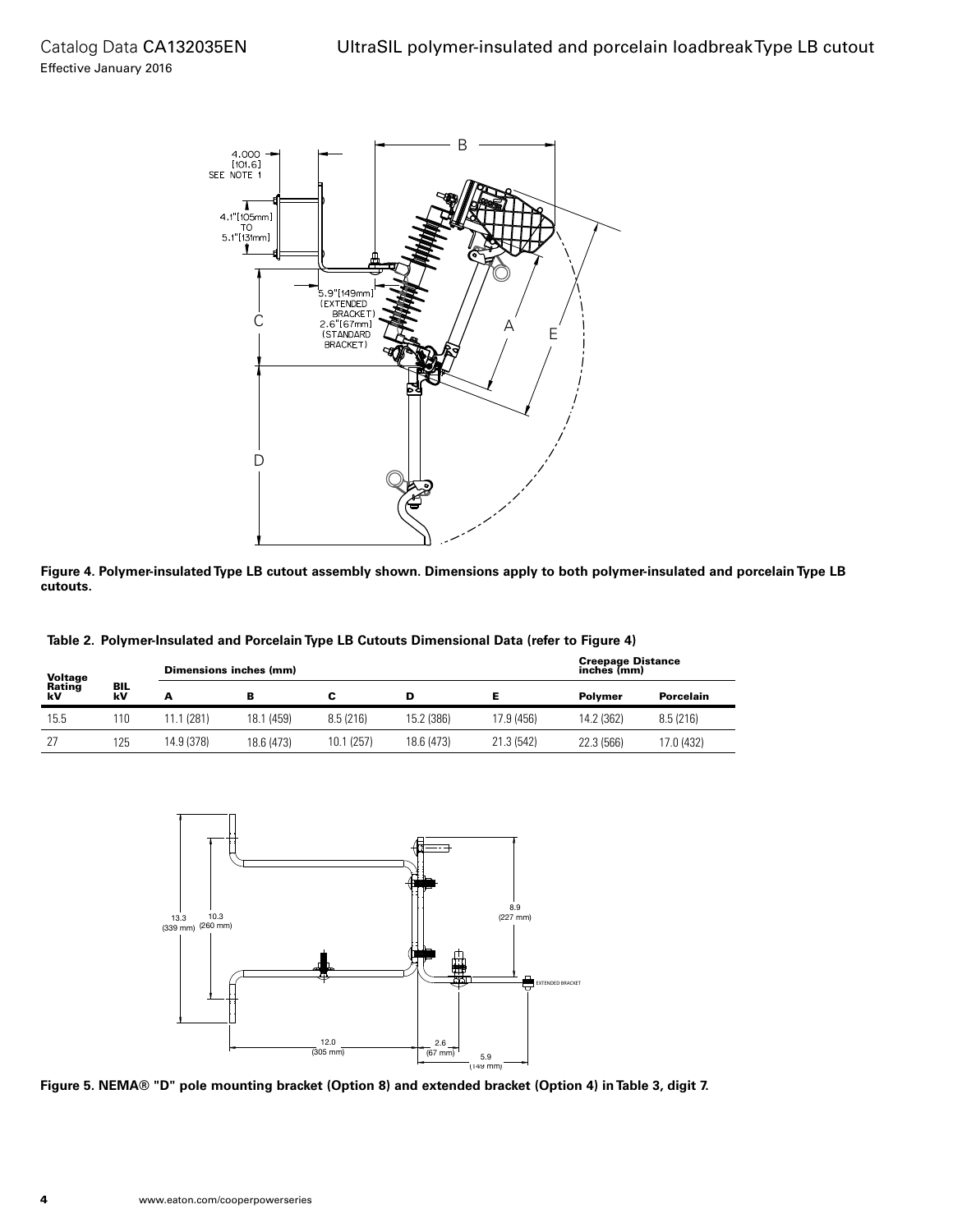**Figure 4. Polymer-insulated Type LB cutout assembly shown. Dimensions apply to both polymer-insulated and porcelain Type LB cutouts.**

**Table 2. Polymer-Insulated and Porcelain Type LB Cutouts Dimensional Data (refer to Figure 4)**

| Voltage Rating kV | BIL kV | Dimensions inches (mm) | | | | | Creepage Distance inches (mm) | |
|---|---|---|---|---|---|---|---|---|
| | | A | B | C | D | E | Polymer | Porcelain |
| 15.5 | 110 | 11.1 (281) | 18.1 (459) | 8.5 (216) | 15.2 (386) | 17.9 (456) | 14.2 (362) | 8.5 (216) |
| 27 | 125 | 14.9 (378) | 18.6 (473) | 10.1 (257) | 18.6 (473) | 21.3 (542) | 22.3 (566) | 17.0 (432) |

**Figure 5. NEMA® "D" pole mounting bracket (Option 8) and extended bracket (Option 4) in Table 3, digit 7.**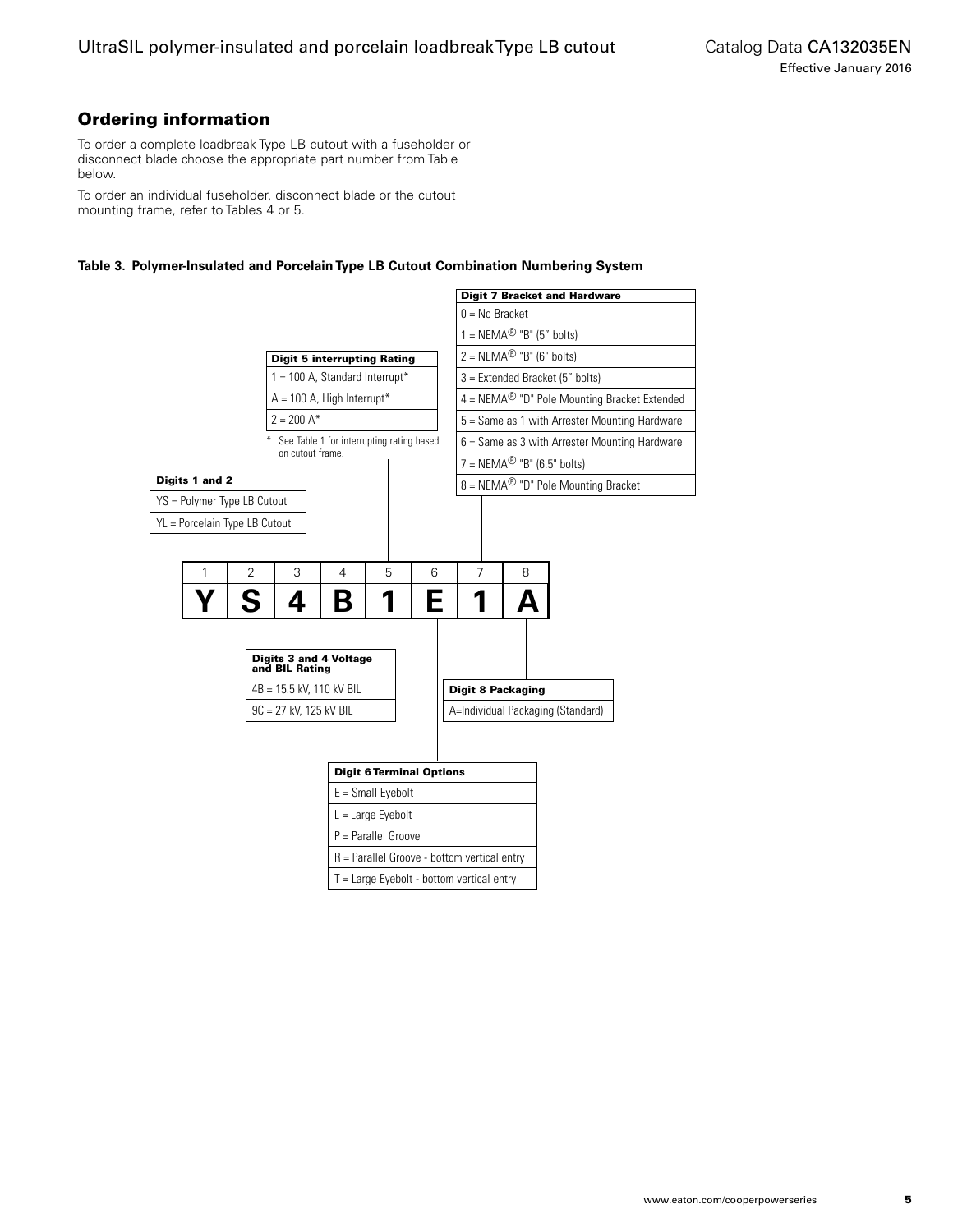## Ordering information

To order a complete loadbreak Type LB cutout with a fuseholder or disconnect blade choose the appropriate part number from Table below.

To order an individual fuseholder, disconnect blade or the cutout mounting frame, refer to Tables 4 or 5.

**Table 3. Polymer-Insulated and Porcelain Type LB Cutout Combination Numbering System**

| 1 | 2 | 3 | 4 | 5 | 6 | 7 | 8 |
|---|---|---|---|---|---|---|---|
| **Y** | **S** | **4** | **B** | **1** | **E** | **1** | **A** |

| Digits 1 and 2 |
|---|
| YS = Polymer Type LB Cutout |
| YL = Porcelain Type LB Cutout |

| Digits 3 and 4 Voltage and BIL Rating |
|---|
| 4B = 15.5 kV, 110 kV BIL |
| 9C = 27 kV, 125 kV BIL |

| Digit 5 interrupting Rating |
|---|
| 1 = 100 A, Standard Interrupt* |
| A = 100 A, High Interrupt* |
| 2 = 200 A* |

* See Table 1 for interrupting rating based on cutout frame.

| Digit 6 Terminal Options |
|---|
| E = Small Eyebolt |
| L = Large Eyebolt |
| P = Parallel Groove |
| R = Parallel Groove - bottom vertical entry |
| T = Large Eyebolt - bottom vertical entry |

| Digit 7 Bracket and Hardware |
|---|
| 0 = No Bracket |
| 1 = NEMA® "B" (5" bolts) |
| 2 = NEMA® "B" (6" bolts) |
| 3 = Extended Bracket (5" bolts) |
| 4 = NEMA® "D" Pole Mounting Bracket Extended |
| 5 = Same as 1 with Arrester Mounting Hardware |
| 6 = Same as 3 with Arrester Mounting Hardware |
| 7 = NEMA® "B" (6.5" bolts) |
| 8 = NEMA® "D" Pole Mounting Bracket |

| Digit 8 Packaging |
|---|
| A=Individual Packaging (Standard) |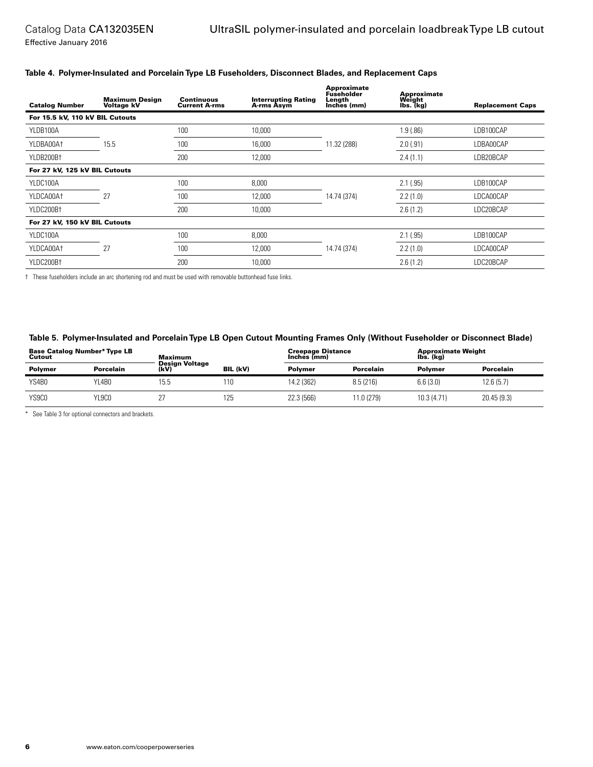**Table 4. Polymer-Insulated and Porcelain Type LB Fuseholders, Disconnect Blades, and Replacement Caps**

| Catalog Number | Maximum Design Voltage kV | Continuous Current A-rms | Interrupting Rating A-rms Asym | Approximate Fuseholder Length Inches (mm) | Approximate Weight lbs. (kg) | Replacement Caps |
|---|---|---|---|---|---|---|
| **For 15.5 kV, 110 kV BIL Cutouts** | | | | | | |
| YLDB100A | 15.5 | 100 | 10,000 | 11.32 (288) | 1.9 (.86) | LDB100CAP |
| YLDBA00A† | | 100 | 16,000 | | 2.0 (.91) | LDBA00CAP |
| YLDB200B† | | 200 | 12,000 | | 2.4 (1.1) | LDB20BCAP |
| **For 27 kV, 125 kV BIL Cutouts** | | | | | | |
| YLDC100A | 27 | 100 | 8,000 | 14.74 (374) | 2.1 (.95) | LDB100CAP |
| YLDCA00A† | | 100 | 12,000 | | 2.2 (1.0) | LDCA00CAP |
| YLDC200B† | | 200 | 10,000 | | 2.6 (1.2) | LDC20BCAP |
| **For 27 kV, 150 kV BIL Cutouts** | | | | | | |
| YLDC100A | 27 | 100 | 8,000 | 14.74 (374) | 2.1 (.95) | LDB100CAP |
| YLDCA00A† | | 100 | 12,000 | | 2.2 (1.0) | LDCA00CAP |
| YLDC200B† | | 200 | 10,000 | | 2.6 (1.2) | LDC20BCAP |

† These fuseholders include an arc shortening rod and must be used with removable buttonhead fuse links.

**Table 5. Polymer-Insulated and Porcelain Type LB Open Cutout Mounting Frames Only (Without Fuseholder or Disconnect Blade)**

| Base Catalog Number* Type LB Cutout | | Maximum Design Voltage (kV) | BIL (kV) | Creepage Distance Inches (mm) | | Approximate Weight lbs. (kg) | |
|---|---|---|---|---|---|---|---|
| Polymer | Porcelain | | | Polymer | Porcelain | Polymer | Porcelain |
| YS4B0 | YL4B0 | 15.5 | 110 | 14.2 (362) | 8.5 (216) | 6.6 (3.0) | 12.6 (5.7) |
| YS9C0 | YL9C0 | 27 | 125 | 22.3 (566) | 11.0 (279) | 10.3 (4.71) | 20.45 (9.3) |

\* See Table 3 for optional connectors and brackets.